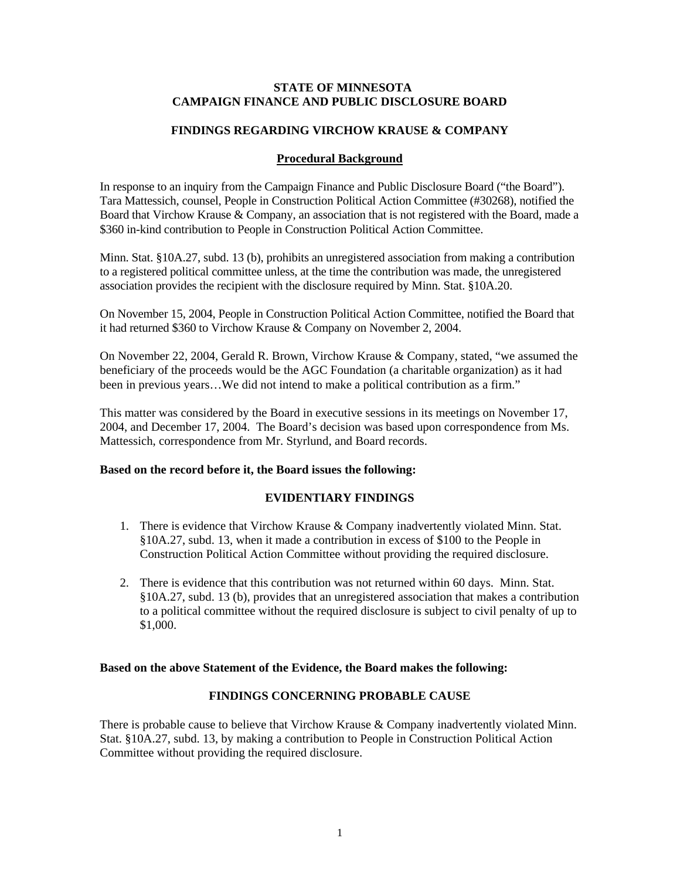**STATE OF MINNESOTA**
**CAMPAIGN FINANCE AND PUBLIC DISCLOSURE BOARD**

**FINDINGS REGARDING VIRCHOW KRAUSE & COMPANY**

**Procedural Background**

In response to an inquiry from the Campaign Finance and Public Disclosure Board ("the Board"). Tara Mattessich, counsel, People in Construction Political Action Committee (#30268), notified the Board that Virchow Krause & Company, an association that is not registered with the Board, made a $360 in-kind contribution to People in Construction Political Action Committee.

Minn. Stat. §10A.27, subd. 13 (b), prohibits an unregistered association from making a contribution to a registered political committee unless, at the time the contribution was made, the unregistered association provides the recipient with the disclosure required by Minn. Stat. §10A.20.

On November 15, 2004, People in Construction Political Action Committee, notified the Board that it had returned $360 to Virchow Krause & Company on November 2, 2004.

On November 22, 2004, Gerald R. Brown, Virchow Krause & Company, stated, "we assumed the beneficiary of the proceeds would be the AGC Foundation (a charitable organization) as it had been in previous years…We did not intend to make a political contribution as a firm."

This matter was considered by the Board in executive sessions in its meetings on November 17, 2004, and December 17, 2004. The Board's decision was based upon correspondence from Ms. Mattessich, correspondence from Mr. Styrlund, and Board records.

**Based on the record before it, the Board issues the following:**

**EVIDENTIARY FINDINGS**

1. There is evidence that Virchow Krause & Company inadvertently violated Minn. Stat. §10A.27, subd. 13, when it made a contribution in excess of $100 to the People in Construction Political Action Committee without providing the required disclosure.

2. There is evidence that this contribution was not returned within 60 days. Minn. Stat. §10A.27, subd. 13 (b), provides that an unregistered association that makes a contribution to a political committee without the required disclosure is subject to civil penalty of up to $1,000.

**Based on the above Statement of the Evidence, the Board makes the following:**

**FINDINGS CONCERNING PROBABLE CAUSE**

There is probable cause to believe that Virchow Krause & Company inadvertently violated Minn. Stat. §10A.27, subd. 13, by making a contribution to People in Construction Political Action Committee without providing the required disclosure.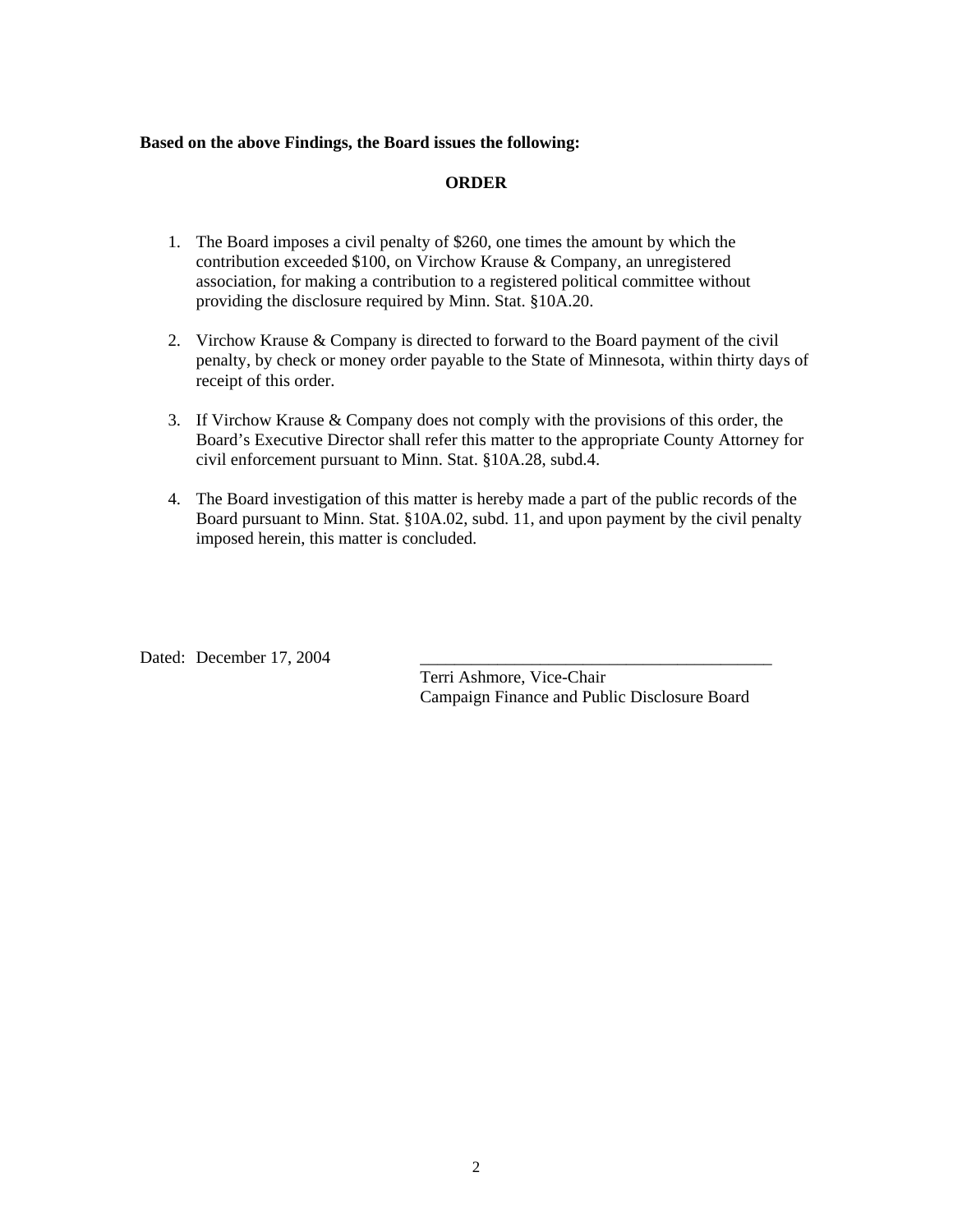**Based on the above Findings, the Board issues the following:**

**ORDER**

1. The Board imposes a civil penalty of $260, one times the amount by which the contribution exceeded $100, on Virchow Krause & Company, an unregistered association, for making a contribution to a registered political committee without providing the disclosure required by Minn. Stat. §10A.20.

2. Virchow Krause & Company is directed to forward to the Board payment of the civil penalty, by check or money order payable to the State of Minnesota, within thirty days of receipt of this order.

3. If Virchow Krause & Company does not comply with the provisions of this order, the Board's Executive Director shall refer this matter to the appropriate County Attorney for civil enforcement pursuant to Minn. Stat. §10A.28, subd.4.

4. The Board investigation of this matter is hereby made a part of the public records of the Board pursuant to Minn. Stat. §10A.02, subd. 11, and upon payment by the civil penalty imposed herein, this matter is concluded.

Dated: December 17, 2004

\_\_\_\_\_\_\_\_\_\_\_\_\_\_\_\_\_\_\_\_\_\_\_\_\_\_\_\_\_\_\_\_\_\_\_\_\_\_\_\_\_\_

Terri Ashmore, Vice-Chair
Campaign Finance and Public Disclosure Board